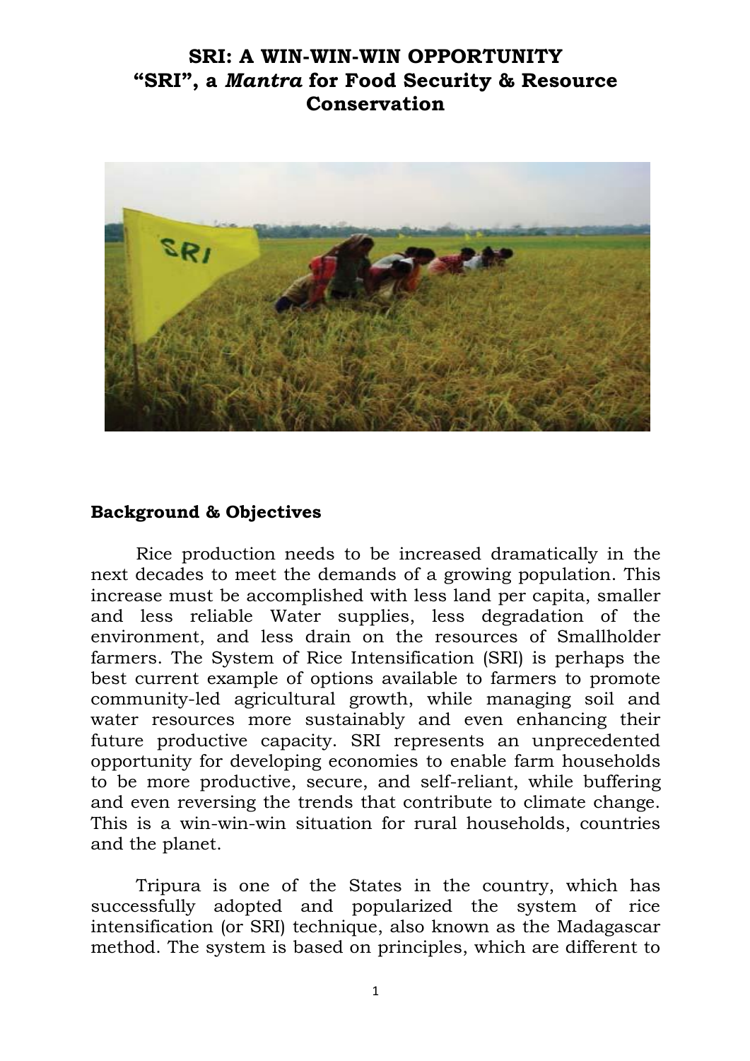# SRI: A WIN-WIN-WIN OPPORTUNITY
# "SRI", a *Mantra* for Food Security & Resource Conservation

## Background & Objectives

Rice production needs to be increased dramatically in the next decades to meet the demands of a growing population. This increase must be accomplished with less land per capita, smaller and less reliable Water supplies, less degradation of the environment, and less drain on the resources of Smallholder farmers. The System of Rice Intensification (SRI) is perhaps the best current example of options available to farmers to promote community-led agricultural growth, while managing soil and water resources more sustainably and even enhancing their future productive capacity. SRI represents an unprecedented opportunity for developing economies to enable farm households to be more productive, secure, and self-reliant, while buffering and even reversing the trends that contribute to climate change. This is a win-win-win situation for rural households, countries and the planet.

Tripura is one of the States in the country, which has successfully adopted and popularized the system of rice intensification (or SRI) technique, also known as the Madagascar method. The system is based on principles, which are different to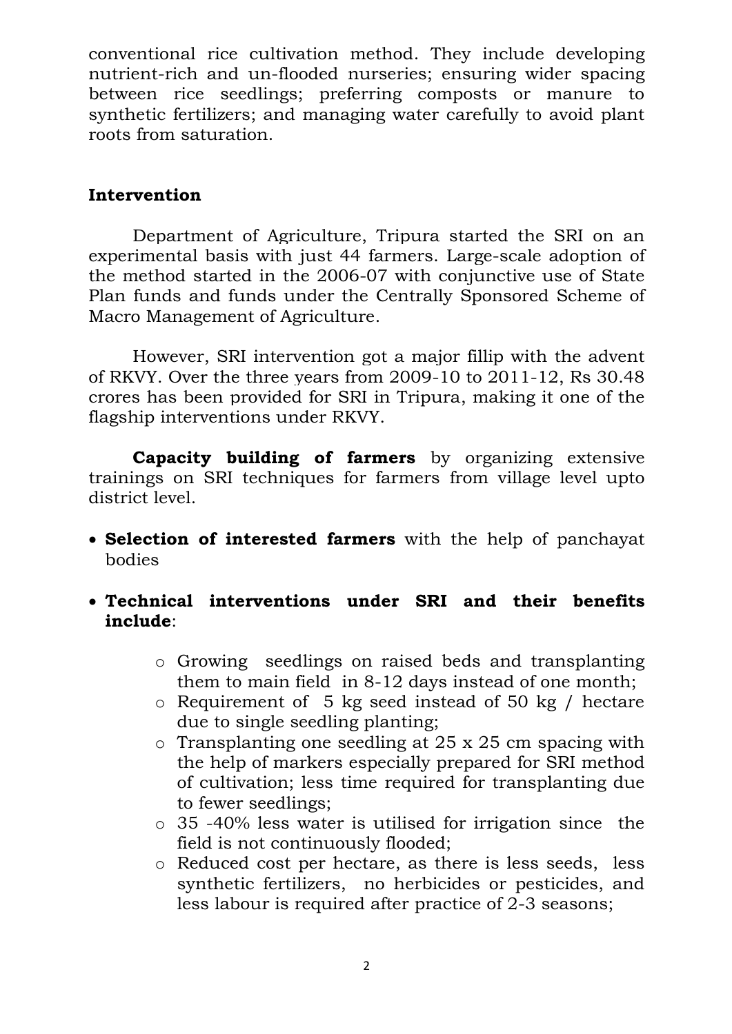conventional rice cultivation method. They include developing nutrient-rich and un-flooded nurseries; ensuring wider spacing between rice seedlings; preferring composts or manure to synthetic fertilizers; and managing water carefully to avoid plant roots from saturation.

## Intervention

Department of Agriculture, Tripura started the SRI on an experimental basis with just 44 farmers. Large-scale adoption of the method started in the 2006-07 with conjunctive use of State Plan funds and funds under the Centrally Sponsored Scheme of Macro Management of Agriculture.

However, SRI intervention got a major fillip with the advent of RKVY. Over the three years from 2009-10 to 2011-12, Rs 30.48 crores has been provided for SRI in Tripura, making it one of the flagship interventions under RKVY.

**Capacity building of farmers** by organizing extensive trainings on SRI techniques for farmers from village level upto district level.

- **Selection of interested farmers** with the help of panchayat bodies
- **Technical interventions under SRI and their benefits include**:
  - Growing seedlings on raised beds and transplanting them to main field in 8-12 days instead of one month;
  - Requirement of 5 kg seed instead of 50 kg / hectare due to single seedling planting;
  - Transplanting one seedling at 25 x 25 cm spacing with the help of markers especially prepared for SRI method of cultivation; less time required for transplanting due to fewer seedlings;
  - 35 -40% less water is utilised for irrigation since the field is not continuously flooded;
  - Reduced cost per hectare, as there is less seeds, less synthetic fertilizers, no herbicides or pesticides, and less labour is required after practice of 2-3 seasons;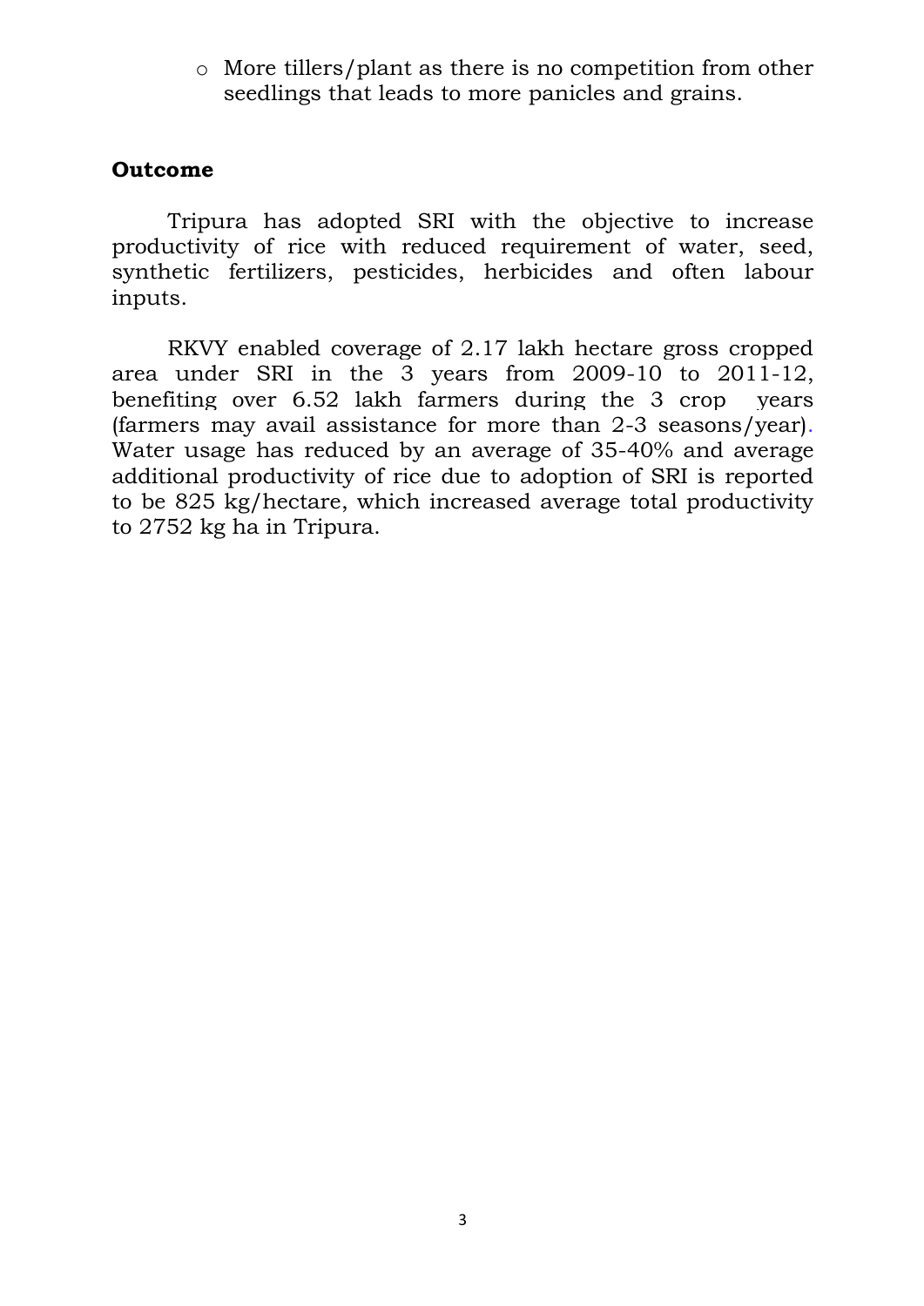- More tillers/plant as there is no competition from other seedlings that leads to more panicles and grains.

## Outcome

Tripura has adopted SRI with the objective to increase productivity of rice with reduced requirement of water, seed, synthetic fertilizers, pesticides, herbicides and often labour inputs.

RKVY enabled coverage of 2.17 lakh hectare gross cropped area under SRI in the 3 years from 2009-10 to 2011-12, benefiting over 6.52 lakh farmers during the 3 crop years (farmers may avail assistance for more than 2-3 seasons/year). Water usage has reduced by an average of 35-40% and average additional productivity of rice due to adoption of SRI is reported to be 825 kg/hectare, which increased average total productivity to 2752 kg ha in Tripura.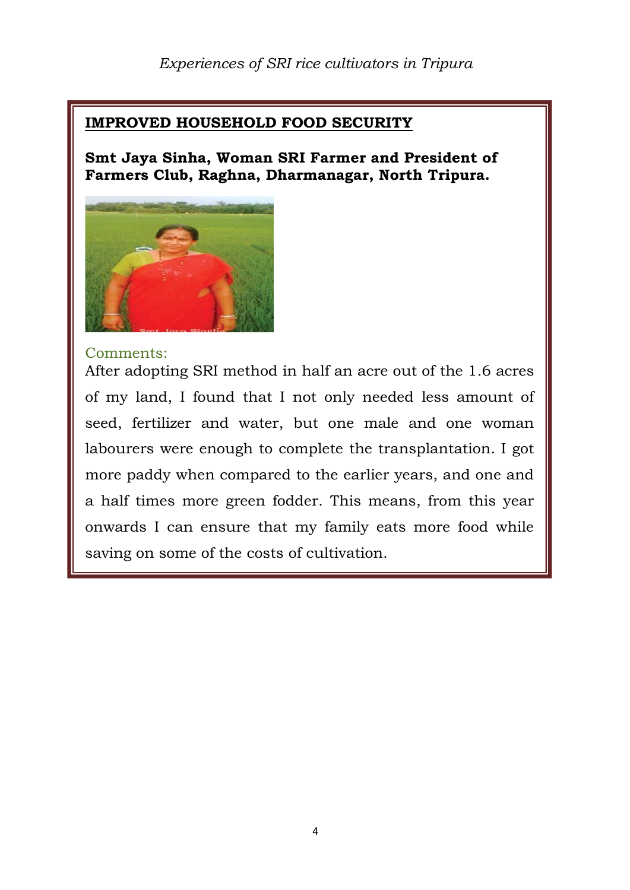## IMPROVED HOUSEHOLD FOOD SECURITY

**Smt Jaya Sinha, Woman SRI Farmer and President of Farmers Club, Raghna, Dharmanagar, North Tripura.**

Comments:

After adopting SRI method in half an acre out of the 1.6 acres of my land, I found that I not only needed less amount of seed, fertilizer and water, but one male and one woman labourers were enough to complete the transplantation. I got more paddy when compared to the earlier years, and one and a half times more green fodder. This means, from this year onwards I can ensure that my family eats more food while saving on some of the costs of cultivation.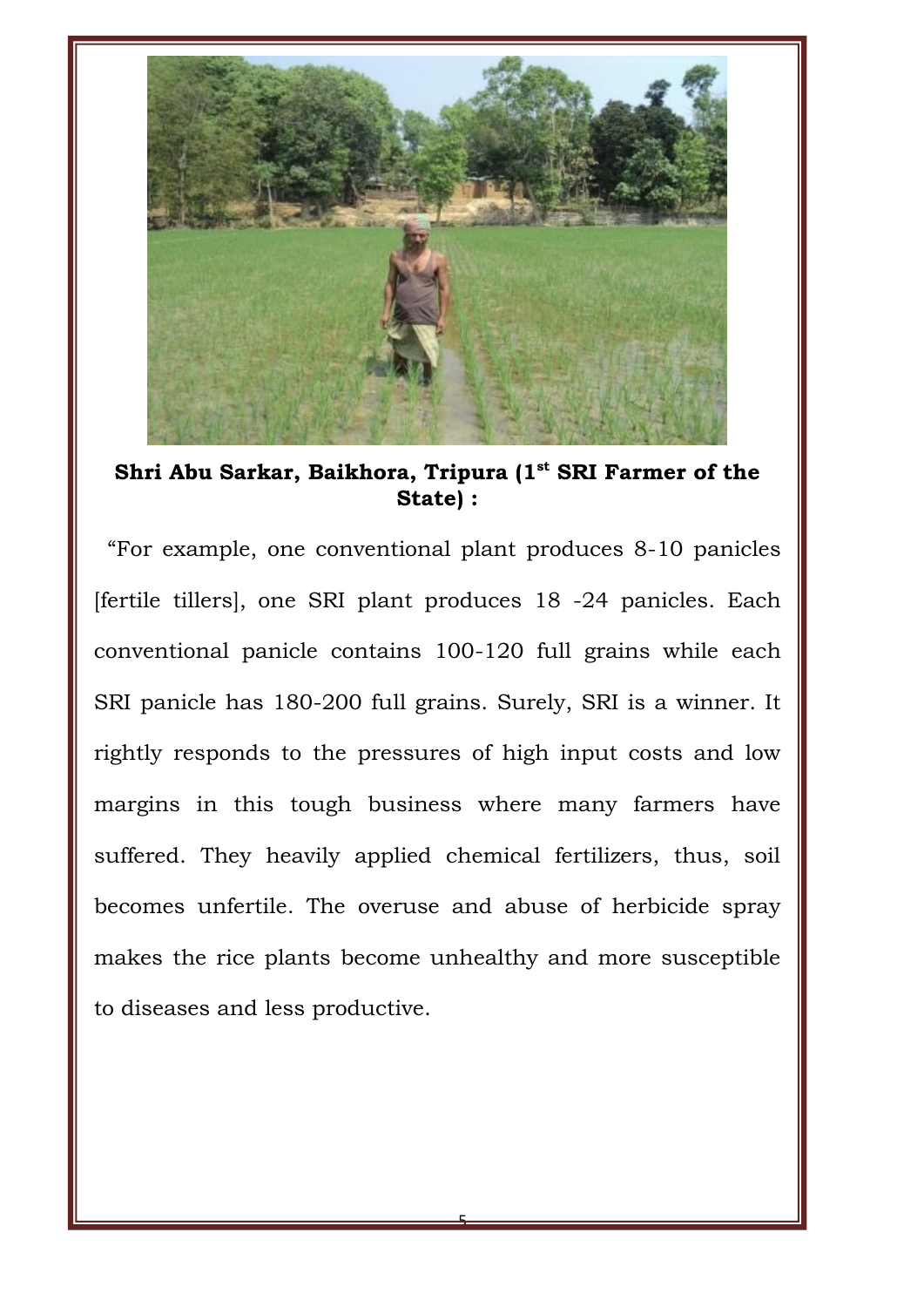**Shri Abu Sarkar, Baikhora, Tripura (1st SRI Farmer of the State) :**

"For example, one conventional plant produces 8-10 panicles [fertile tillers], one SRI plant produces 18 -24 panicles. Each conventional panicle contains 100-120 full grains while each SRI panicle has 180-200 full grains. Surely, SRI is a winner. It rightly responds to the pressures of high input costs and low margins in this tough business where many farmers have suffered. They heavily applied chemical fertilizers, thus, soil becomes unfertile. The overuse and abuse of herbicide spray makes the rice plants become unhealthy and more susceptible to diseases and less productive.